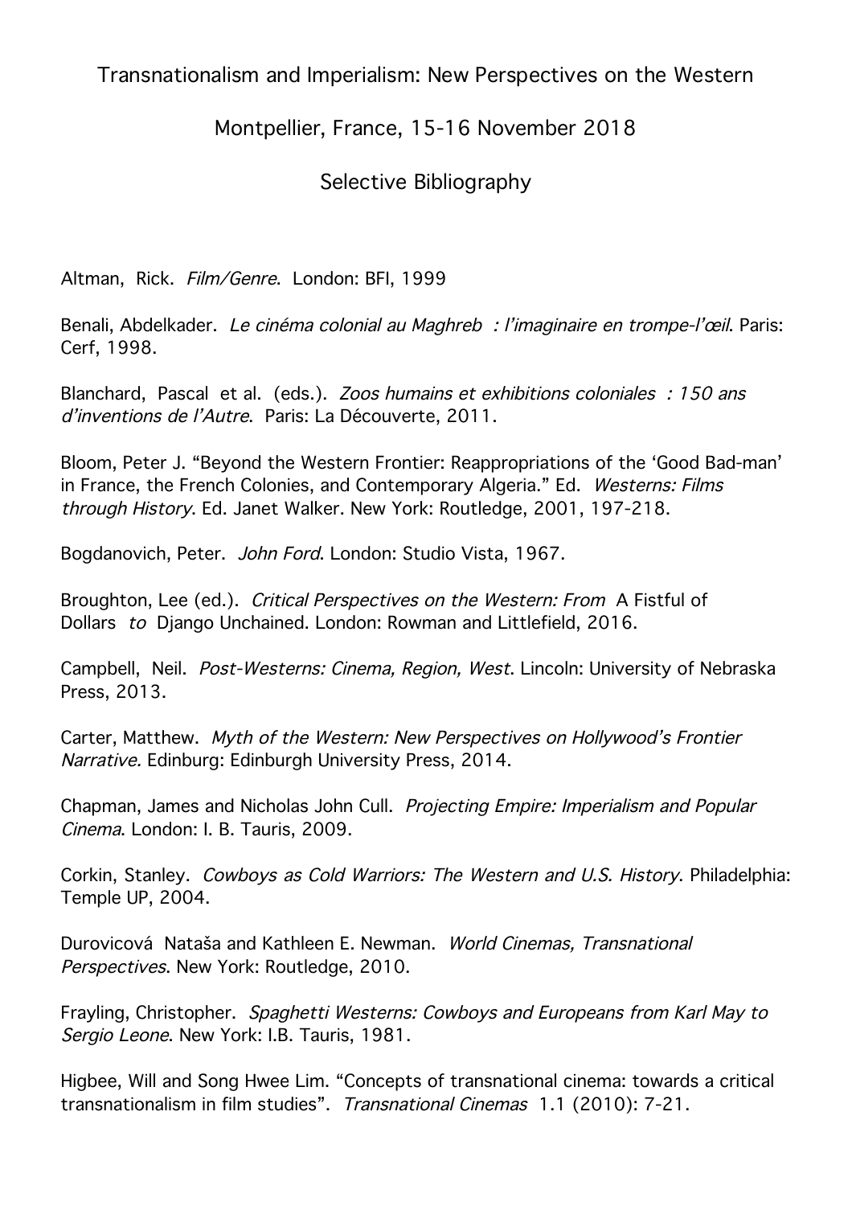Transnationalism and Imperialism: New Perspectives on the Western

Montpellier, France, 15-16 November 2018

Selective Bibliography

Altman, Rick. *Film/Genre*. London: BFI, 1999

Benali, Abdelkader. *Le cinéma colonial au Maghreb : l'imaginaire en trompe-l'œil*. Paris: Cerf, 1998.

Blanchard, Pascal et al. (eds.). *Zoos humains et exhibitions coloniales : 150 ans d'inventions de l'Autre*. Paris: La Découverte, 2011.

Bloom, Peter J. "Beyond the Western Frontier: Reappropriations of the 'Good Bad-man' in France, the French Colonies, and Contemporary Algeria." Ed. *Westerns: Films through History*. Ed. Janet Walker. New York: Routledge, 2001, 197-218.

Bogdanovich, Peter. *John Ford*. London: Studio Vista, 1967.

Broughton, Lee (ed.). *Critical Perspectives on the Western: From* A Fistful of Dollars *to* Django Unchained. London: Rowman and Littlefield, 2016.

Campbell, Neil. *Post-Westerns: Cinema, Region, West*. Lincoln: University of Nebraska Press, 2013.

Carter, Matthew. *Myth of the Western: New Perspectives on Hollywood's Frontier Narrative.* Edinburg: Edinburgh University Press, 2014.

Chapman, James and Nicholas John Cull. *Projecting Empire: Imperialism and Popular Cinema*. London: I. B. Tauris, 2009.

Corkin, Stanley. *Cowboys as Cold Warriors: The Western and U.S. History*. Philadelphia: Temple UP, 2004.

Durovicová Nataša and Kathleen E. Newman. *World Cinemas, Transnational Perspectives*. New York: Routledge, 2010.

Frayling, Christopher. *Spaghetti Westerns: Cowboys and Europeans from Karl May to Sergio Leone*. New York: I.B. Tauris, 1981.

Higbee, Will and Song Hwee Lim. "Concepts of transnational cinema: towards a critical transnationalism in film studies". *Transnational Cinemas* 1.1 (2010): 7-21.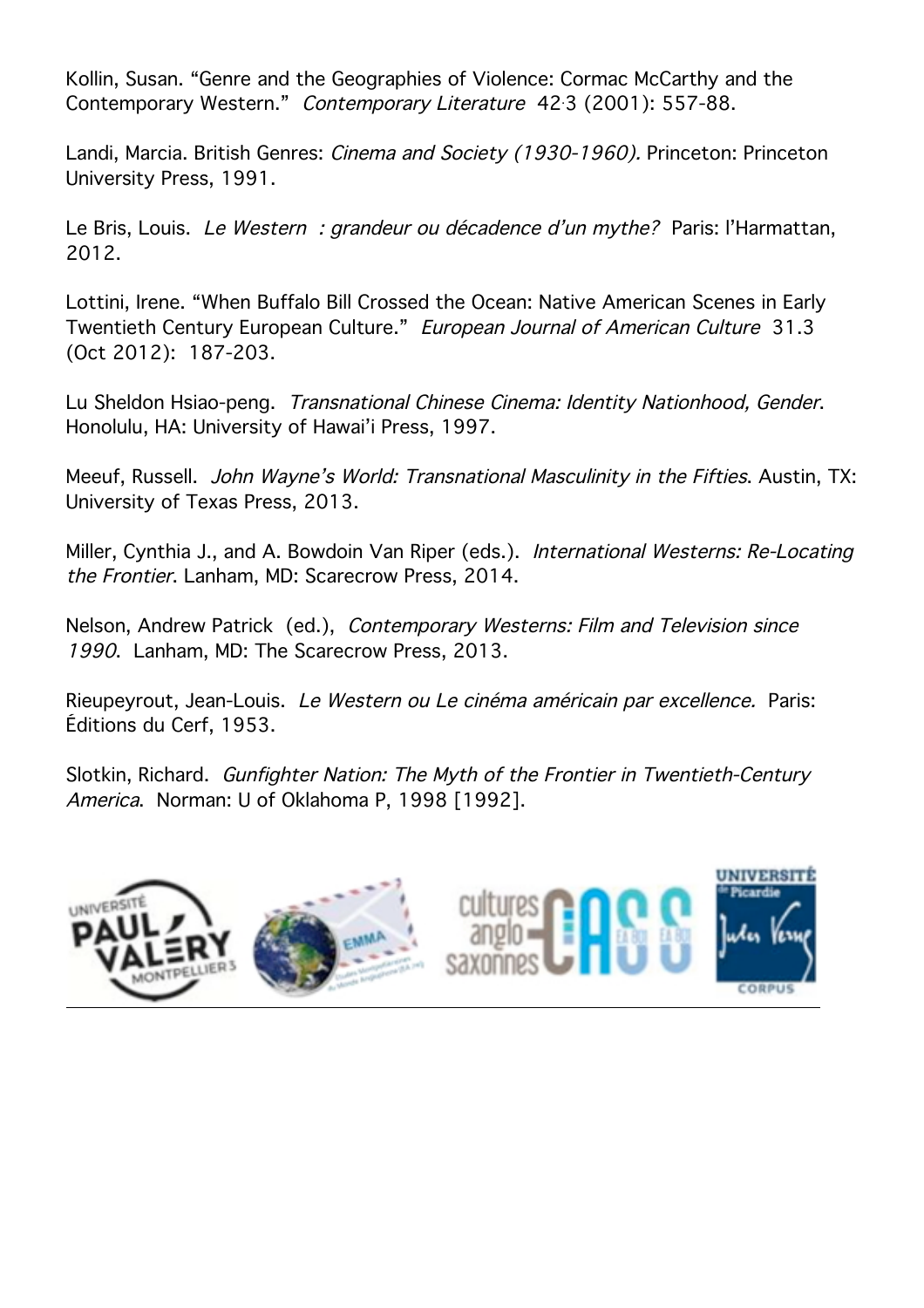Kollin, Susan. “Genre and the Geographies of Violence: Cormac McCarthy and the Contemporary Western.” *Contemporary Literature* 42.3 (2001): 557-88.

Landi, Marcia. British Genres: *Cinema and Society (1930-1960).* Princeton: Princeton University Press, 1991.

Le Bris, Louis. *Le Western : grandeur ou décadence d’un mythe?* Paris: l’Harmattan, 2012.

Lottini, Irene. “When Buffalo Bill Crossed the Ocean: Native American Scenes in Early Twentieth Century European Culture.” *European Journal of American Culture* 31.3 (Oct 2012): 187-203.

Lu Sheldon Hsiao-peng. *Transnational Chinese Cinema: Identity Nationhood, Gender*. Honolulu, HA: University of Hawai’i Press, 1997.

Meeuf, Russell. *John Wayne’s World: Transnational Masculinity in the Fifties*. Austin, TX: University of Texas Press, 2013.

Miller, Cynthia J., and A. Bowdoin Van Riper (eds.). *International Westerns: Re-Locating the Frontier*. Lanham, MD: Scarecrow Press, 2014.

Nelson, Andrew Patrick (ed.), *Contemporary Westerns: Film and Television since 1990*. Lanham, MD: The Scarecrow Press, 2013.

Rieupeyrout, Jean-Louis. *Le Western ou Le cinéma américain par excellence.* Paris: Éditions du Cerf, 1953.

Slotkin, Richard. *Gunfighter Nation: The Myth of the Frontier in Twentieth-Century America*. Norman: U of Oklahoma P, 1998 [1992].